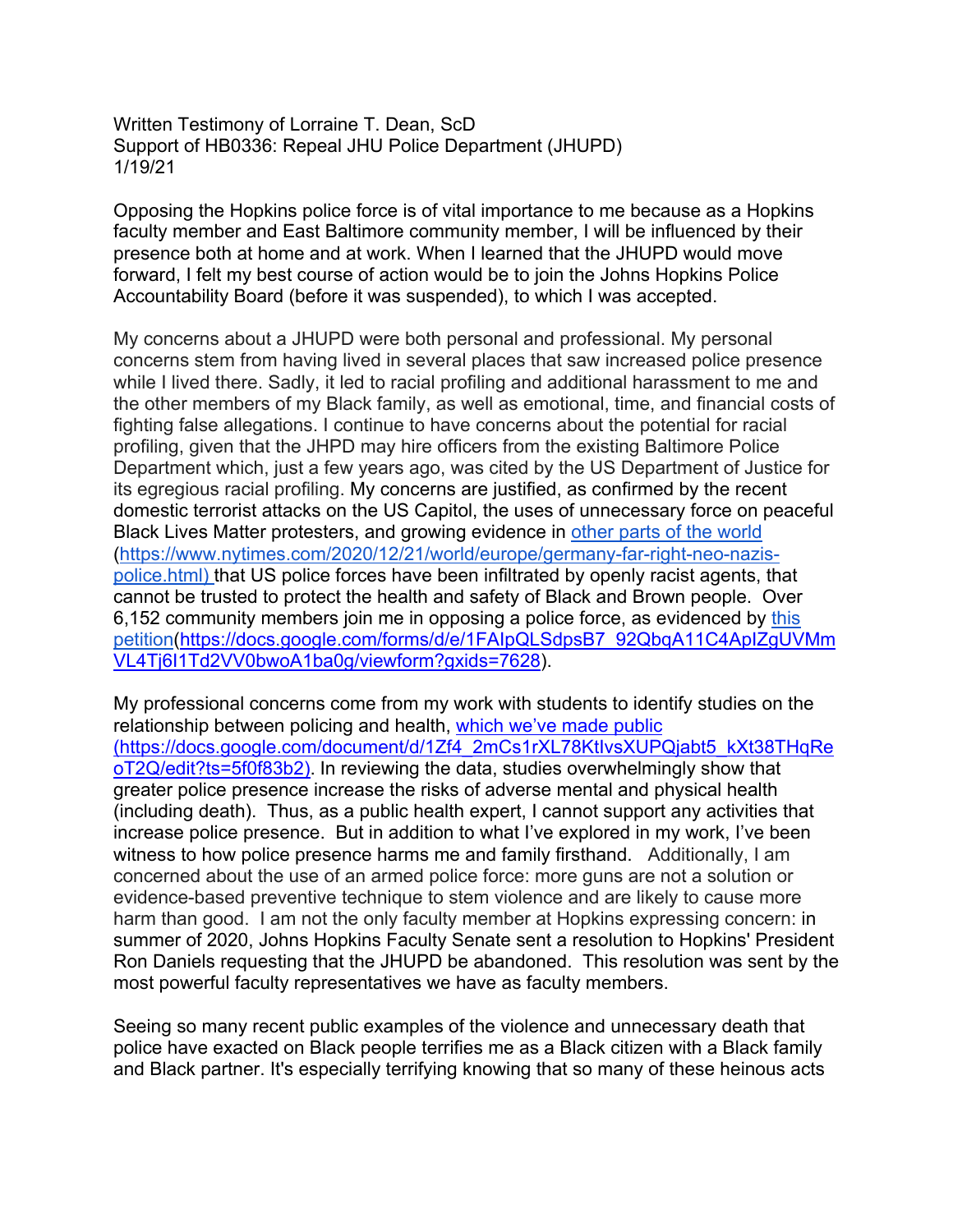Written Testimony of Lorraine T. Dean, ScD
Support of HB0336: Repeal JHU Police Department (JHUPD)
1/19/21

Opposing the Hopkins police force is of vital importance to me because as a Hopkins faculty member and East Baltimore community member, I will be influenced by their presence both at home and at work. When I learned that the JHUPD would move forward, I felt my best course of action would be to join the Johns Hopkins Police Accountability Board (before it was suspended), to which I was accepted.

My concerns about a JHUPD were both personal and professional. My personal concerns stem from having lived in several places that saw increased police presence while I lived there. Sadly, it led to racial profiling and additional harassment to me and the other members of my Black family, as well as emotional, time, and financial costs of fighting false allegations. I continue to have concerns about the potential for racial profiling, given that the JHPD may hire officers from the existing Baltimore Police Department which, just a few years ago, was cited by the US Department of Justice for its egregious racial profiling. My concerns are justified, as confirmed by the recent domestic terrorist attacks on the US Capitol, the uses of unnecessary force on peaceful Black Lives Matter protesters, and growing evidence in [other parts of the world](https://www.nytimes.com/2020/12/21/world/europe/germany-far-right-neo-nazis-police.html) (https://www.nytimes.com/2020/12/21/world/europe/germany-far-right-neo-nazis-police.html) that US police forces have been infiltrated by openly racist agents, that cannot be trusted to protect the health and safety of Black and Brown people. Over 6,152 community members join me in opposing a police force, as evidenced by [this petition](https://docs.google.com/forms/d/e/1FAIpQLSdpsB7_92QbqA11C4ApIZgUVMmVL4Tj6I1Td2VV0bwoA1ba0g/viewform?gxids=7628)(https://docs.google.com/forms/d/e/1FAIpQLSdpsB7_92QbqA11C4ApIZgUVMmVL4Tj6I1Td2VV0bwoA1ba0g/viewform?gxids=7628).

My professional concerns come from my work with students to identify studies on the relationship between policing and health, [which we've made public](https://docs.google.com/document/d/1Zf4_2mCs1rXL78KtIvsXUPQjabt5_kXt38THqReoT2Q/edit?ts=5f0f83b2) (https://docs.google.com/document/d/1Zf4_2mCs1rXL78KtIvsXUPQjabt5_kXt38THqReoT2Q/edit?ts=5f0f83b2). In reviewing the data, studies overwhelmingly show that greater police presence increase the risks of adverse mental and physical health (including death). Thus, as a public health expert, I cannot support any activities that increase police presence. But in addition to what I've explored in my work, I've been witness to how police presence harms me and family firsthand. Additionally, I am concerned about the use of an armed police force: more guns are not a solution or evidence-based preventive technique to stem violence and are likely to cause more harm than good. I am not the only faculty member at Hopkins expressing concern: in summer of 2020, Johns Hopkins Faculty Senate sent a resolution to Hopkins' President Ron Daniels requesting that the JHUPD be abandoned. This resolution was sent by the most powerful faculty representatives we have as faculty members.

Seeing so many recent public examples of the violence and unnecessary death that police have exacted on Black people terrifies me as a Black citizen with a Black family and Black partner. It's especially terrifying knowing that so many of these heinous acts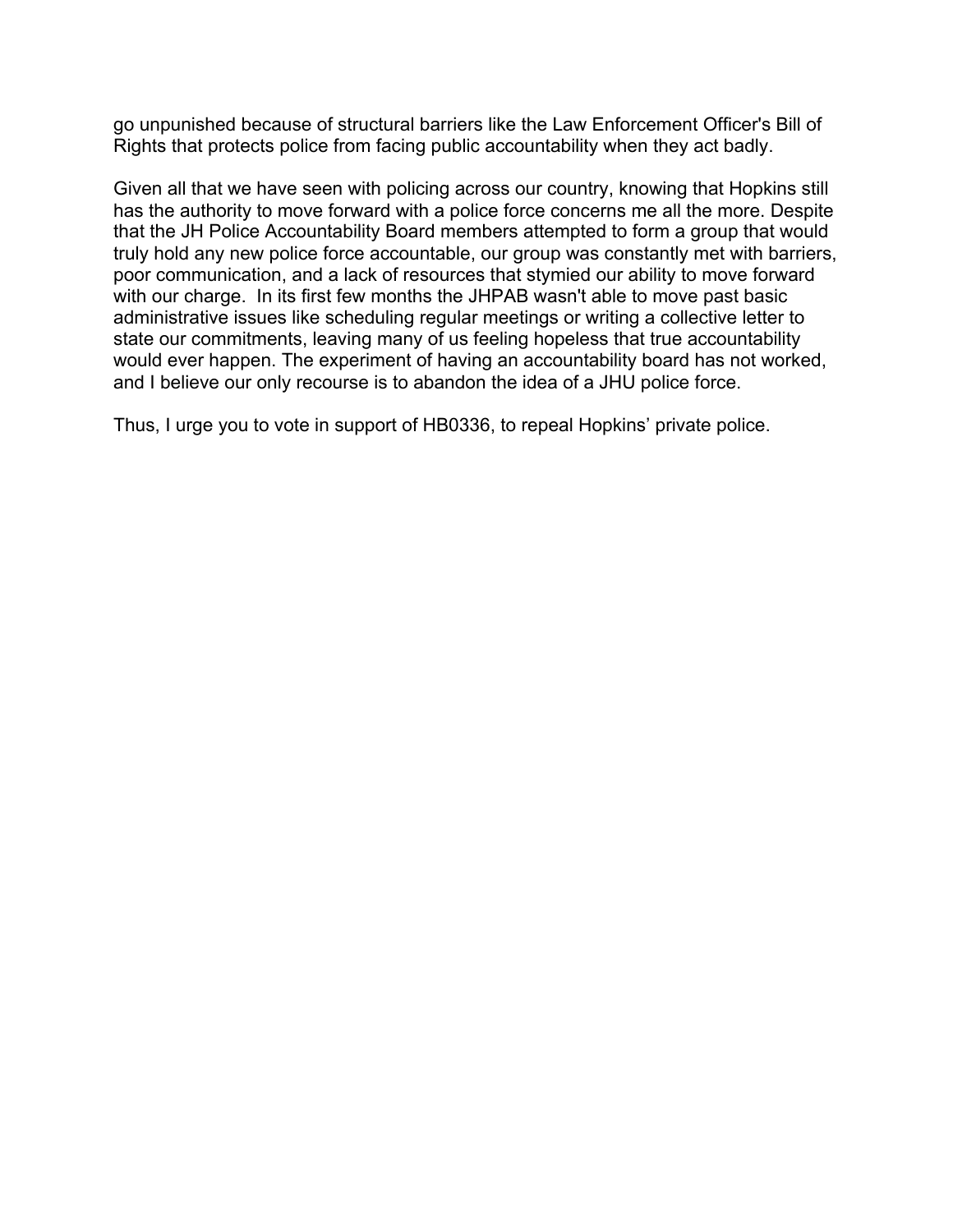go unpunished because of structural barriers like the Law Enforcement Officer's Bill of Rights that protects police from facing public accountability when they act badly.

Given all that we have seen with policing across our country, knowing that Hopkins still has the authority to move forward with a police force concerns me all the more. Despite that the JH Police Accountability Board members attempted to form a group that would truly hold any new police force accountable, our group was constantly met with barriers, poor communication, and a lack of resources that stymied our ability to move forward with our charge. In its first few months the JHPAB wasn't able to move past basic administrative issues like scheduling regular meetings or writing a collective letter to state our commitments, leaving many of us feeling hopeless that true accountability would ever happen. The experiment of having an accountability board has not worked, and I believe our only recourse is to abandon the idea of a JHU police force.

Thus, I urge you to vote in support of HB0336, to repeal Hopkins' private police.